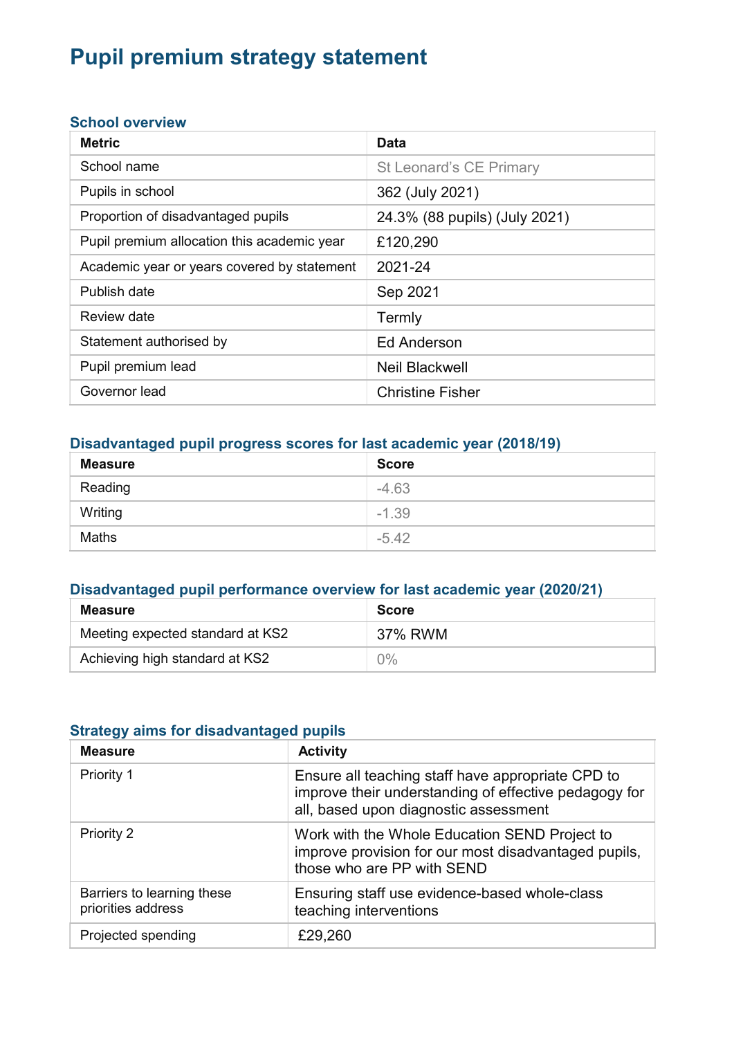# Pupil premium strategy statement

## School overview

| Metric | Data |
|---|---|
| School name | St Leonard's CE Primary |
| Pupils in school | 362 (July 2021) |
| Proportion of disadvantaged pupils | 24.3% (88 pupils) (July 2021) |
| Pupil premium allocation this academic year | £120,290 |
| Academic year or years covered by statement | 2021-24 |
| Publish date | Sep 2021 |
| Review date | Termly |
| Statement authorised by | Ed Anderson |
| Pupil premium lead | Neil Blackwell |
| Governor lead | Christine Fisher |

## Disadvantaged pupil progress scores for last academic year (2018/19)

| Measure | Score |
|---|---|
| Reading | -4.63 |
| Writing | -1.39 |
| Maths | -5.42 |

## Disadvantaged pupil performance overview for last academic year (2020/21)

| Measure | Score |
|---|---|
| Meeting expected standard at KS2 | 37% RWM |
| Achieving high standard at KS2 | 0% |

## Strategy aims for disadvantaged pupils

| Measure | Activity |
|---|---|
| Priority 1 | Ensure all teaching staff have appropriate CPD to improve their understanding of effective pedagogy for all, based upon diagnostic assessment |
| Priority 2 | Work with the Whole Education SEND Project to improve provision for our most disadvantaged pupils, those who are PP with SEND |
| Barriers to learning these priorities address | Ensuring staff use evidence-based whole-class teaching interventions |
| Projected spending | £29,260 |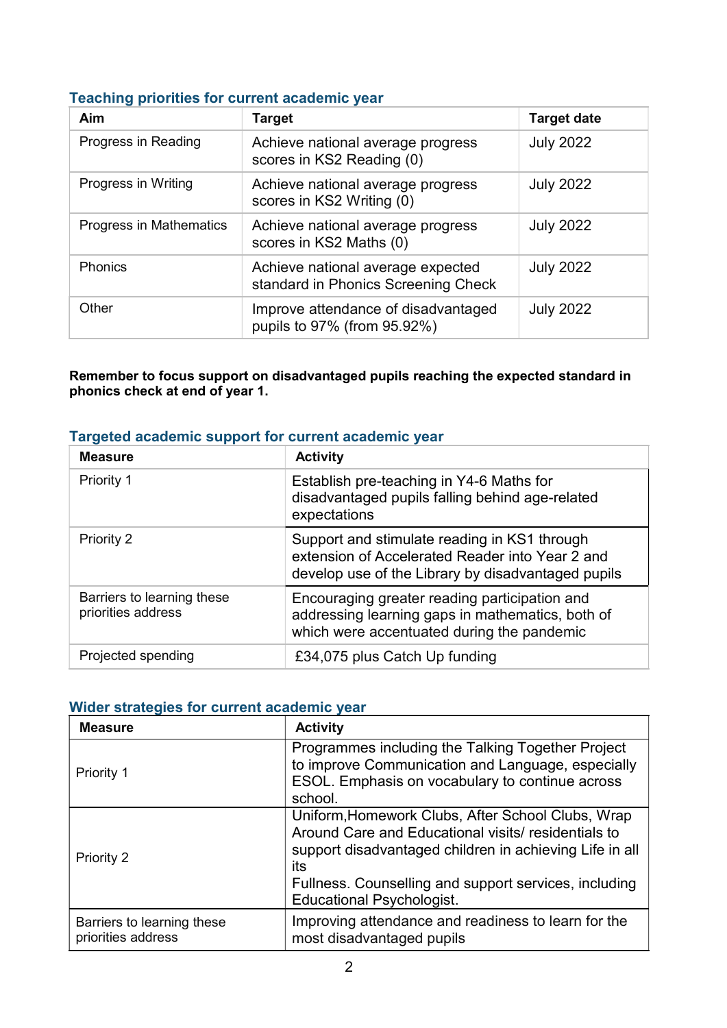## Teaching priorities for current academic year

| Aim | Target | Target date |
|---|---|---|
| Progress in Reading | Achieve national average progress scores in KS2 Reading (0) | July 2022 |
| Progress in Writing | Achieve national average progress scores in KS2 Writing (0) | July 2022 |
| Progress in Mathematics | Achieve national average progress scores in KS2 Maths (0) | July 2022 |
| Phonics | Achieve national average expected standard in Phonics Screening Check | July 2022 |
| Other | Improve attendance of disadvantaged pupils to 97% (from 95.92%) | July 2022 |

**Remember to focus support on disadvantaged pupils reaching the expected standard in phonics check at end of year 1.**

## Targeted academic support for current academic year

| Measure | Activity |
|---|---|
| Priority 1 | Establish pre-teaching in Y4-6 Maths for disadvantaged pupils falling behind age-related expectations |
| Priority 2 | Support and stimulate reading in KS1 through extension of Accelerated Reader into Year 2 and develop use of the Library by disadvantaged pupils |
| Barriers to learning these priorities address | Encouraging greater reading participation and addressing learning gaps in mathematics, both of which were accentuated during the pandemic |
| Projected spending | £34,075 plus Catch Up funding |

## Wider strategies for current academic year

| Measure | Activity |
|---|---|
| Priority 1 | Programmes including the Talking Together Project to improve Communication and Language, especially ESOL. Emphasis on vocabulary to continue across school. |
| Priority 2 | Uniform,Homework Clubs, After School Clubs, Wrap Around Care and Educational visits/ residentials to support disadvantaged children in achieving Life in all its Fullness. Counselling and support services, including Educational Psychologist. |
| Barriers to learning these priorities address | Improving attendance and readiness to learn for the most disadvantaged pupils |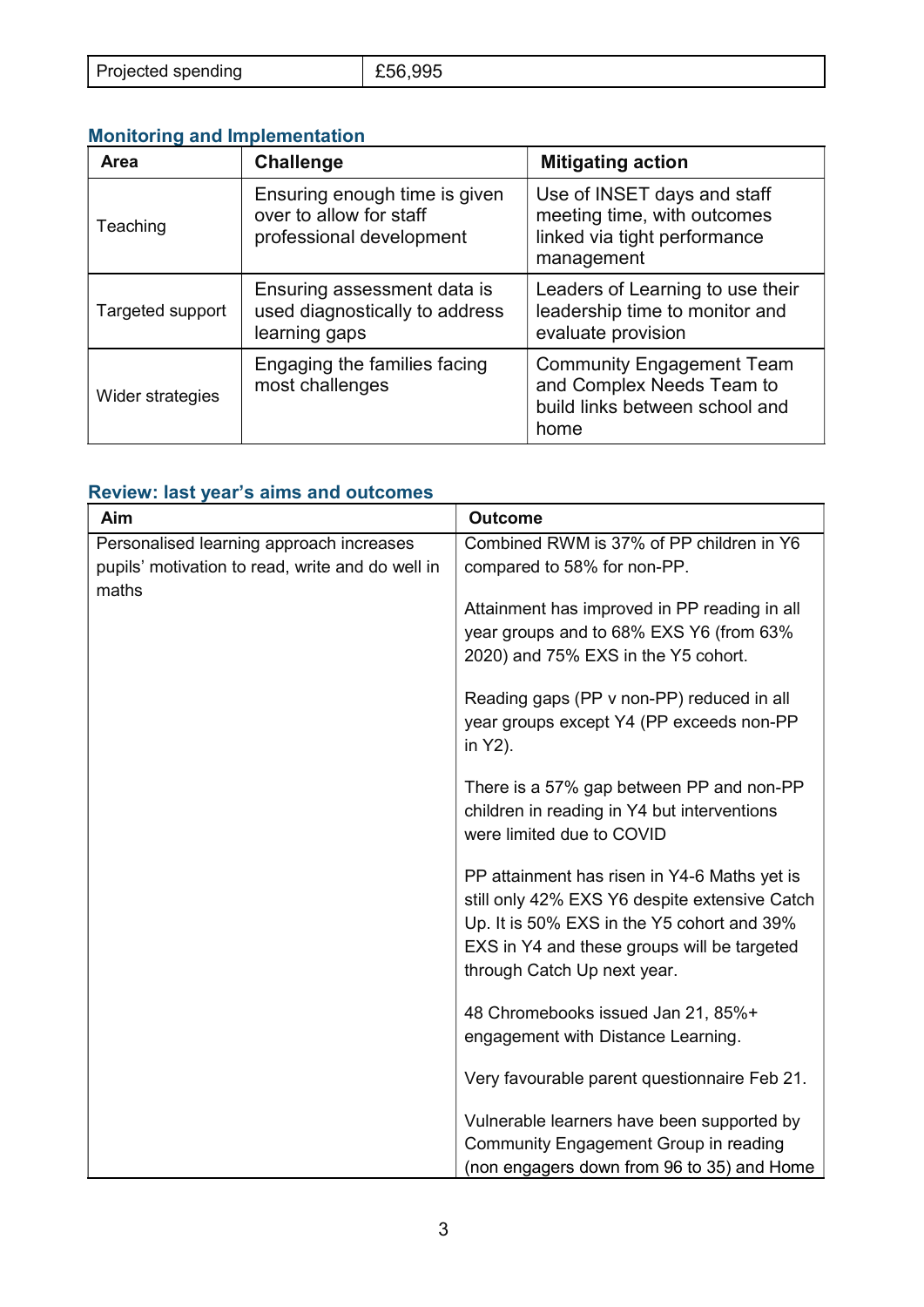| Projected spending | £56,995 |
|---|---|

## Monitoring and Implementation

| Area | Challenge | Mitigating action |
|---|---|---|
| Teaching | Ensuring enough time is given over to allow for staff professional development | Use of INSET days and staff meeting time, with outcomes linked via tight performance management |
| Targeted support | Ensuring assessment data is used diagnostically to address learning gaps | Leaders of Learning to use their leadership time to monitor and evaluate provision |
| Wider strategies | Engaging the families facing most challenges | Community Engagement Team and Complex Needs Team to build links between school and home |

## Review: last year's aims and outcomes

| Aim | Outcome |
|---|---|
| Personalised learning approach increases pupils' motivation to read, write and do well in maths | Combined RWM is 37% of PP children in Y6 compared to 58% for non-PP.<br><br>Attainment has improved in PP reading in all year groups and to 68% EXS Y6 (from 63% 2020) and 75% EXS in the Y5 cohort.<br><br>Reading gaps (PP v non-PP) reduced in all year groups except Y4 (PP exceeds non-PP in Y2).<br><br>There is a 57% gap between PP and non-PP children in reading in Y4 but interventions were limited due to COVID<br><br>PP attainment has risen in Y4-6 Maths yet is still only 42% EXS Y6 despite extensive Catch Up. It is 50% EXS in the Y5 cohort and 39% EXS in Y4 and these groups will be targeted through Catch Up next year.<br><br>48 Chromebooks issued Jan 21, 85%+ engagement with Distance Learning.<br><br>Very favourable parent questionnaire Feb 21.<br><br>Vulnerable learners have been supported by Community Engagement Group in reading (non engagers down from 96 to 35) and Home |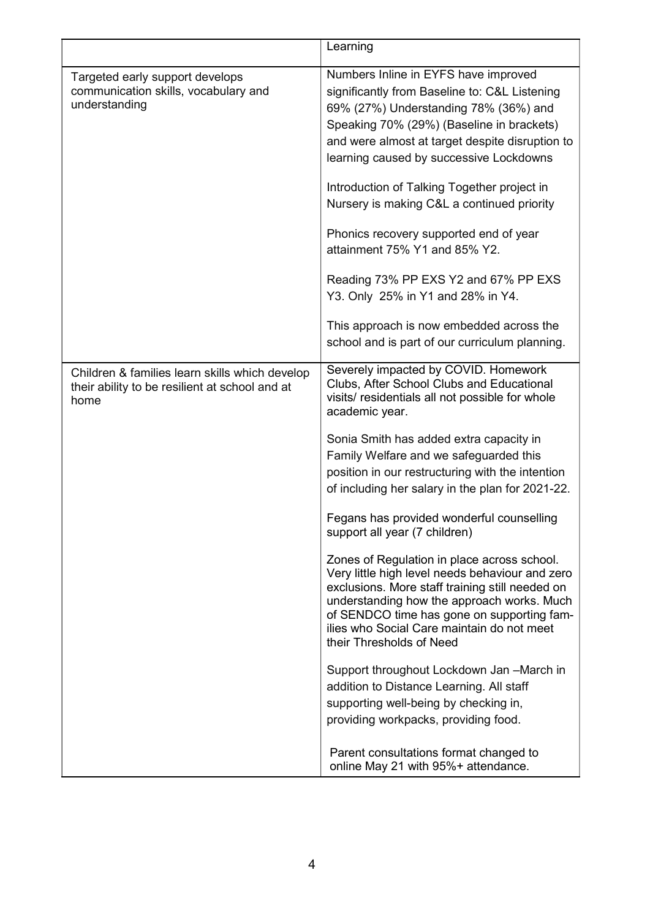| | |
|---|---|
| | Learning |
| Targeted early support develops communication skills, vocabulary and understanding | Numbers Inline in EYFS have improved significantly from Baseline to: C&L Listening 69% (27%) Understanding 78% (36%) and Speaking 70% (29%) (Baseline in brackets) and were almost at target despite disruption to learning caused by successive Lockdowns<br><br>Introduction of Talking Together project in Nursery is making C&L a continued priority<br><br>Phonics recovery supported end of year attainment 75% Y1 and 85% Y2.<br><br>Reading 73% PP EXS Y2 and 67% PP EXS Y3. Only 25% in Y1 and 28% in Y4.<br><br>This approach is now embedded across the school and is part of our curriculum planning. |
| Children & families learn skills which develop their ability to be resilient at school and at home | Severely impacted by COVID. Homework Clubs, After School Clubs and Educational visits/ residentials all not possible for whole academic year.<br><br>Sonia Smith has added extra capacity in Family Welfare and we safeguarded this position in our restructuring with the intention of including her salary in the plan for 2021-22.<br><br>Fegans has provided wonderful counselling support all year (7 children)<br><br>Zones of Regulation in place across school. Very little high level needs behaviour and zero exclusions. More staff training still needed on understanding how the approach works. Much of SENDCO time has gone on supporting families who Social Care maintain do not meet their Thresholds of Need<br><br>Support throughout Lockdown Jan –March in addition to Distance Learning. All staff supporting well-being by checking in, providing workpacks, providing food.<br><br>Parent consultations format changed to online May 21 with 95%+ attendance. |